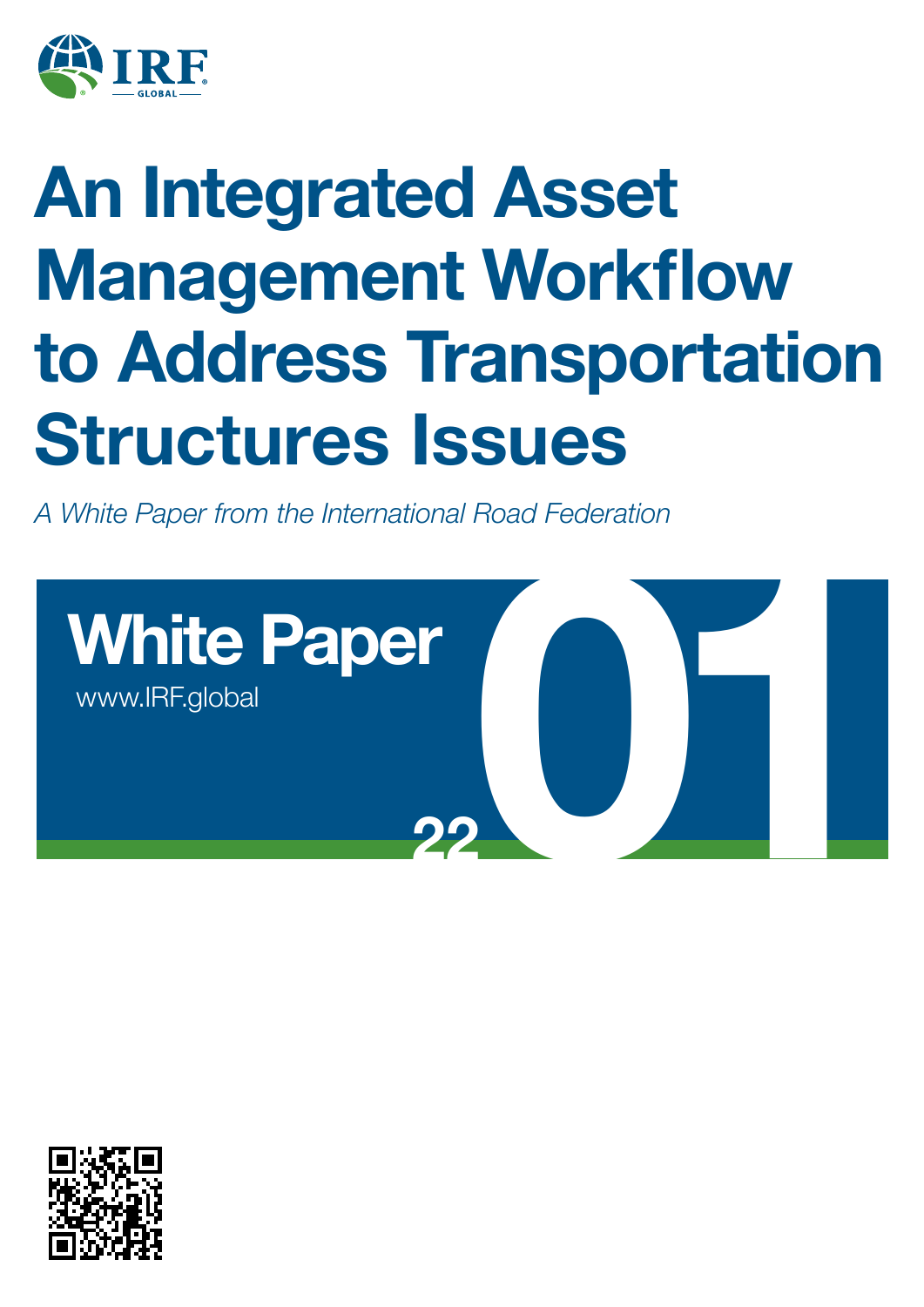IRF GLOBAL

# An Integrated Asset Management Workflow to Address Transportation Structures Issues

*A White Paper from the International Road Federation*

**White Paper**

www.IRF.global

22 01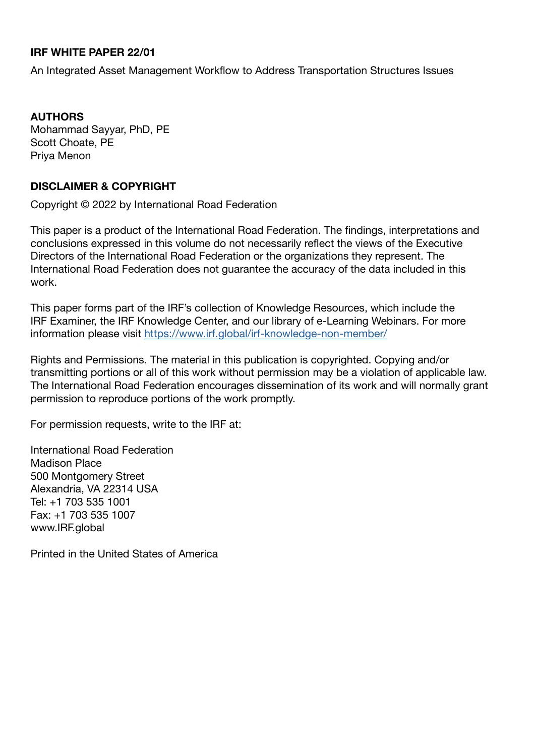**IRF WHITE PAPER 22/01**

An Integrated Asset Management Workflow to Address Transportation Structures Issues

**AUTHORS**
Mohammad Sayyar, PhD, PE
Scott Choate, PE
Priya Menon

**DISCLAIMER & COPYRIGHT**

Copyright © 2022 by International Road Federation

This paper is a product of the International Road Federation. The findings, interpretations and conclusions expressed in this volume do not necessarily reflect the views of the Executive Directors of the International Road Federation or the organizations they represent. The International Road Federation does not guarantee the accuracy of the data included in this work.

This paper forms part of the IRF's collection of Knowledge Resources, which include the IRF Examiner, the IRF Knowledge Center, and our library of e-Learning Webinars. For more information please visit [https://www.irf.global/irf-knowledge-non-member/](https://www.irf.global/irf-knowledge-non-member/)

Rights and Permissions. The material in this publication is copyrighted. Copying and/or transmitting portions or all of this work without permission may be a violation of applicable law. The International Road Federation encourages dissemination of its work and will normally grant permission to reproduce portions of the work promptly.

For permission requests, write to the IRF at:

International Road Federation
Madison Place
500 Montgomery Street
Alexandria, VA 22314 USA
Tel: +1 703 535 1001
Fax: +1 703 535 1007
www.IRF.global

Printed in the United States of America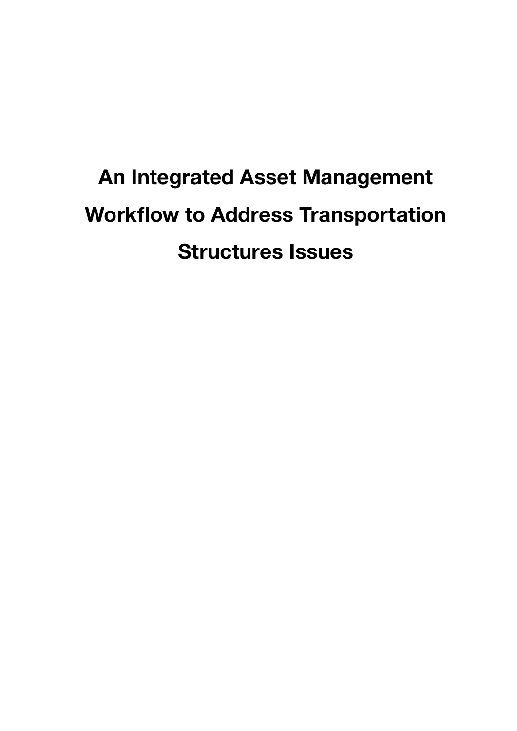# An Integrated Asset Management Workflow to Address Transportation Structures Issues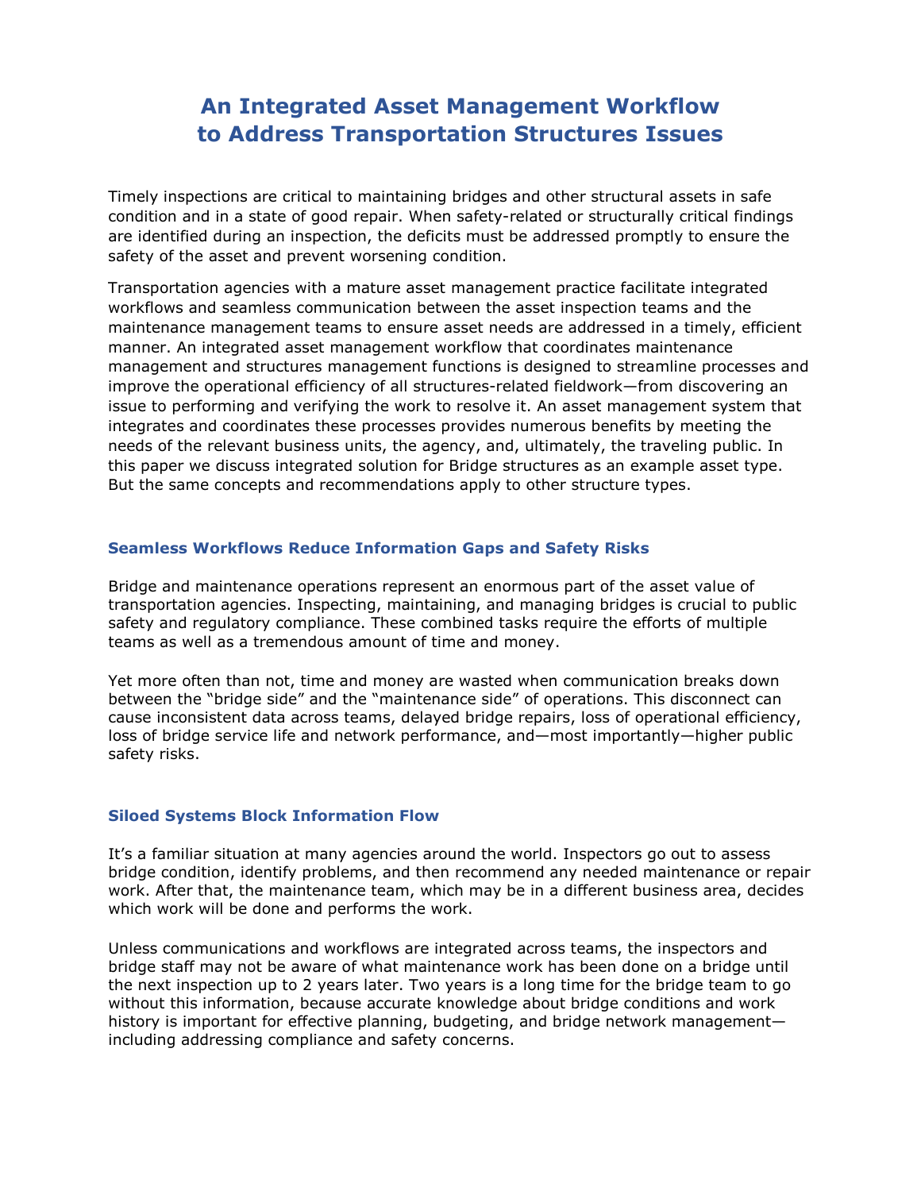# An Integrated Asset Management Workflow to Address Transportation Structures Issues

Timely inspections are critical to maintaining bridges and other structural assets in safe condition and in a state of good repair. When safety-related or structurally critical findings are identified during an inspection, the deficits must be addressed promptly to ensure the safety of the asset and prevent worsening condition.

Transportation agencies with a mature asset management practice facilitate integrated workflows and seamless communication between the asset inspection teams and the maintenance management teams to ensure asset needs are addressed in a timely, efficient manner. An integrated asset management workflow that coordinates maintenance management and structures management functions is designed to streamline processes and improve the operational efficiency of all structures-related fieldwork—from discovering an issue to performing and verifying the work to resolve it. An asset management system that integrates and coordinates these processes provides numerous benefits by meeting the needs of the relevant business units, the agency, and, ultimately, the traveling public. In this paper we discuss integrated solution for Bridge structures as an example asset type. But the same concepts and recommendations apply to other structure types.

### Seamless Workflows Reduce Information Gaps and Safety Risks

Bridge and maintenance operations represent an enormous part of the asset value of transportation agencies. Inspecting, maintaining, and managing bridges is crucial to public safety and regulatory compliance. These combined tasks require the efforts of multiple teams as well as a tremendous amount of time and money.

Yet more often than not, time and money are wasted when communication breaks down between the "bridge side" and the "maintenance side" of operations. This disconnect can cause inconsistent data across teams, delayed bridge repairs, loss of operational efficiency, loss of bridge service life and network performance, and—most importantly—higher public safety risks.

### Siloed Systems Block Information Flow

It's a familiar situation at many agencies around the world. Inspectors go out to assess bridge condition, identify problems, and then recommend any needed maintenance or repair work. After that, the maintenance team, which may be in a different business area, decides which work will be done and performs the work.

Unless communications and workflows are integrated across teams, the inspectors and bridge staff may not be aware of what maintenance work has been done on a bridge until the next inspection up to 2 years later. Two years is a long time for the bridge team to go without this information, because accurate knowledge about bridge conditions and work history is important for effective planning, budgeting, and bridge network management—including addressing compliance and safety concerns.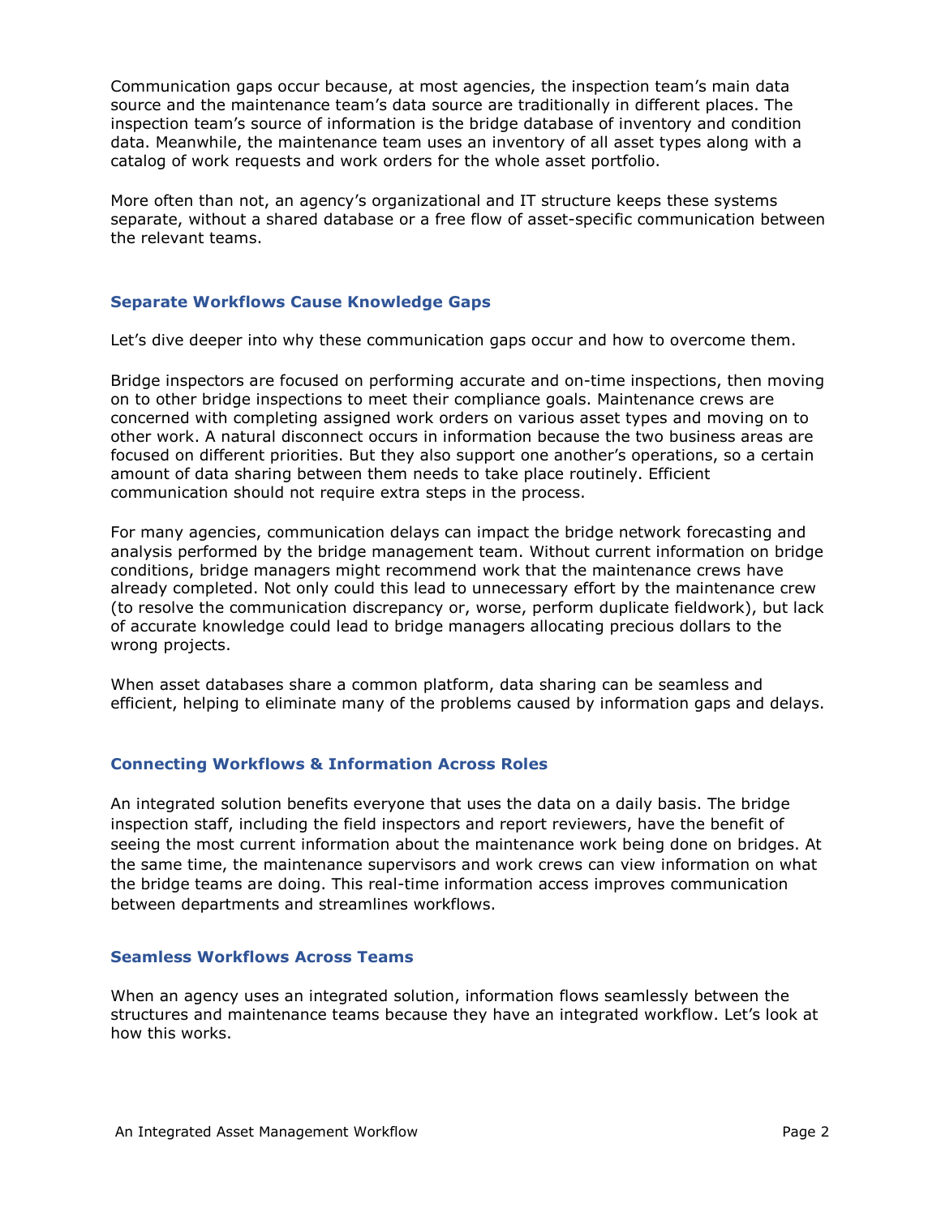Communication gaps occur because, at most agencies, the inspection team's main data source and the maintenance team's data source are traditionally in different places. The inspection team's source of information is the bridge database of inventory and condition data. Meanwhile, the maintenance team uses an inventory of all asset types along with a catalog of work requests and work orders for the whole asset portfolio.

More often than not, an agency's organizational and IT structure keeps these systems separate, without a shared database or a free flow of asset-specific communication between the relevant teams.

### Separate Workflows Cause Knowledge Gaps

Let's dive deeper into why these communication gaps occur and how to overcome them.

Bridge inspectors are focused on performing accurate and on-time inspections, then moving on to other bridge inspections to meet their compliance goals. Maintenance crews are concerned with completing assigned work orders on various asset types and moving on to other work. A natural disconnect occurs in information because the two business areas are focused on different priorities. But they also support one another's operations, so a certain amount of data sharing between them needs to take place routinely. Efficient communication should not require extra steps in the process.

For many agencies, communication delays can impact the bridge network forecasting and analysis performed by the bridge management team. Without current information on bridge conditions, bridge managers might recommend work that the maintenance crews have already completed. Not only could this lead to unnecessary effort by the maintenance crew (to resolve the communication discrepancy or, worse, perform duplicate fieldwork), but lack of accurate knowledge could lead to bridge managers allocating precious dollars to the wrong projects.

When asset databases share a common platform, data sharing can be seamless and efficient, helping to eliminate many of the problems caused by information gaps and delays.

### Connecting Workflows & Information Across Roles

An integrated solution benefits everyone that uses the data on a daily basis. The bridge inspection staff, including the field inspectors and report reviewers, have the benefit of seeing the most current information about the maintenance work being done on bridges. At the same time, the maintenance supervisors and work crews can view information on what the bridge teams are doing. This real-time information access improves communication between departments and streamlines workflows.

### Seamless Workflows Across Teams

When an agency uses an integrated solution, information flows seamlessly between the structures and maintenance teams because they have an integrated workflow. Let's look at how this works.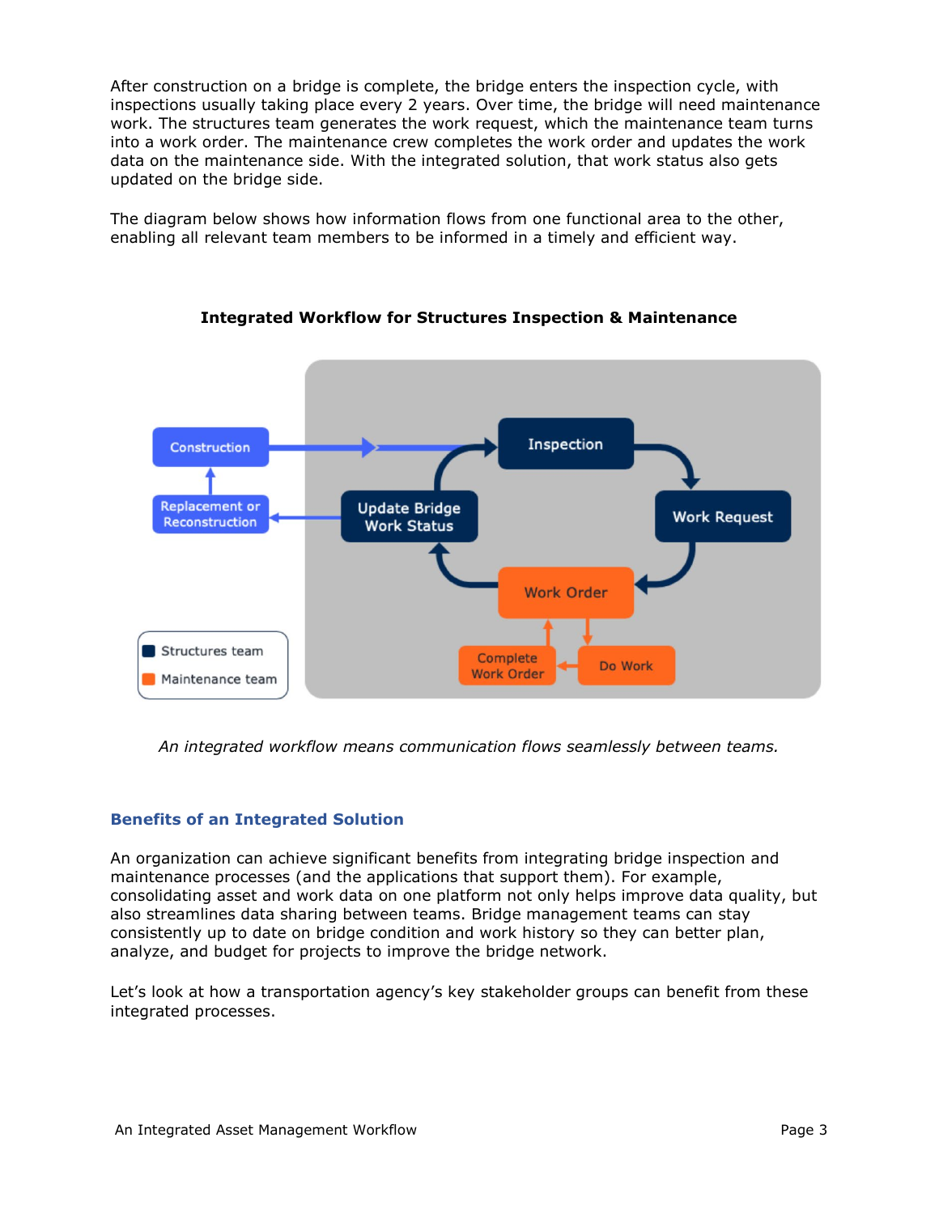After construction on a bridge is complete, the bridge enters the inspection cycle, with inspections usually taking place every 2 years. Over time, the bridge will need maintenance work. The structures team generates the work request, which the maintenance team turns into a work order. The maintenance crew completes the work order and updates the work data on the maintenance side. With the integrated solution, that work status also gets updated on the bridge side.

The diagram below shows how information flows from one functional area to the other, enabling all relevant team members to be informed in a timely and efficient way.

**Integrated Workflow for Structures Inspection & Maintenance**

*An integrated workflow means communication flows seamlessly between teams.*

## Benefits of an Integrated Solution

An organization can achieve significant benefits from integrating bridge inspection and maintenance processes (and the applications that support them). For example, consolidating asset and work data on one platform not only helps improve data quality, but also streamlines data sharing between teams. Bridge management teams can stay consistently up to date on bridge condition and work history so they can better plan, analyze, and budget for projects to improve the bridge network.

Let's look at how a transportation agency's key stakeholder groups can benefit from these integrated processes.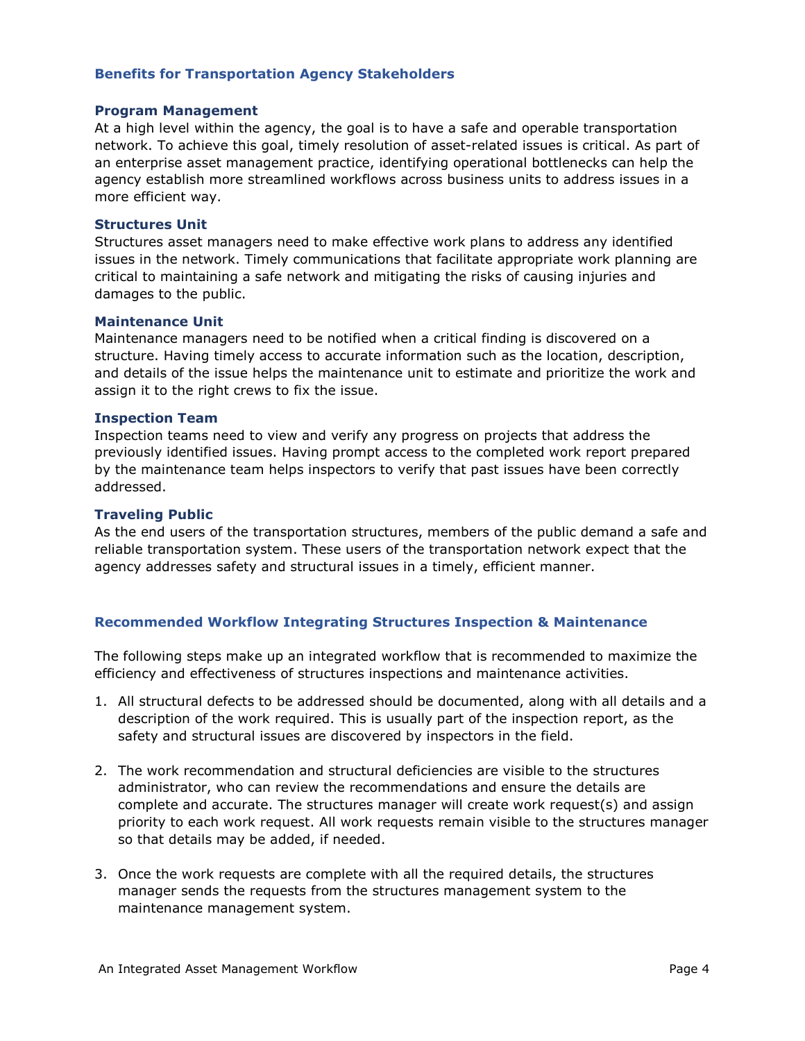## Benefits for Transportation Agency Stakeholders

### Program Management

At a high level within the agency, the goal is to have a safe and operable transportation network. To achieve this goal, timely resolution of asset-related issues is critical. As part of an enterprise asset management practice, identifying operational bottlenecks can help the agency establish more streamlined workflows across business units to address issues in a more efficient way.

### Structures Unit

Structures asset managers need to make effective work plans to address any identified issues in the network. Timely communications that facilitate appropriate work planning are critical to maintaining a safe network and mitigating the risks of causing injuries and damages to the public.

### Maintenance Unit

Maintenance managers need to be notified when a critical finding is discovered on a structure. Having timely access to accurate information such as the location, description, and details of the issue helps the maintenance unit to estimate and prioritize the work and assign it to the right crews to fix the issue.

### Inspection Team

Inspection teams need to view and verify any progress on projects that address the previously identified issues. Having prompt access to the completed work report prepared by the maintenance team helps inspectors to verify that past issues have been correctly addressed.

### Traveling Public

As the end users of the transportation structures, members of the public demand a safe and reliable transportation system. These users of the transportation network expect that the agency addresses safety and structural issues in a timely, efficient manner.

## Recommended Workflow Integrating Structures Inspection & Maintenance

The following steps make up an integrated workflow that is recommended to maximize the efficiency and effectiveness of structures inspections and maintenance activities.

1. All structural defects to be addressed should be documented, along with all details and a description of the work required. This is usually part of the inspection report, as the safety and structural issues are discovered by inspectors in the field.

2. The work recommendation and structural deficiencies are visible to the structures administrator, who can review the recommendations and ensure the details are complete and accurate. The structures manager will create work request(s) and assign priority to each work request. All work requests remain visible to the structures manager so that details may be added, if needed.

3. Once the work requests are complete with all the required details, the structures manager sends the requests from the structures management system to the maintenance management system.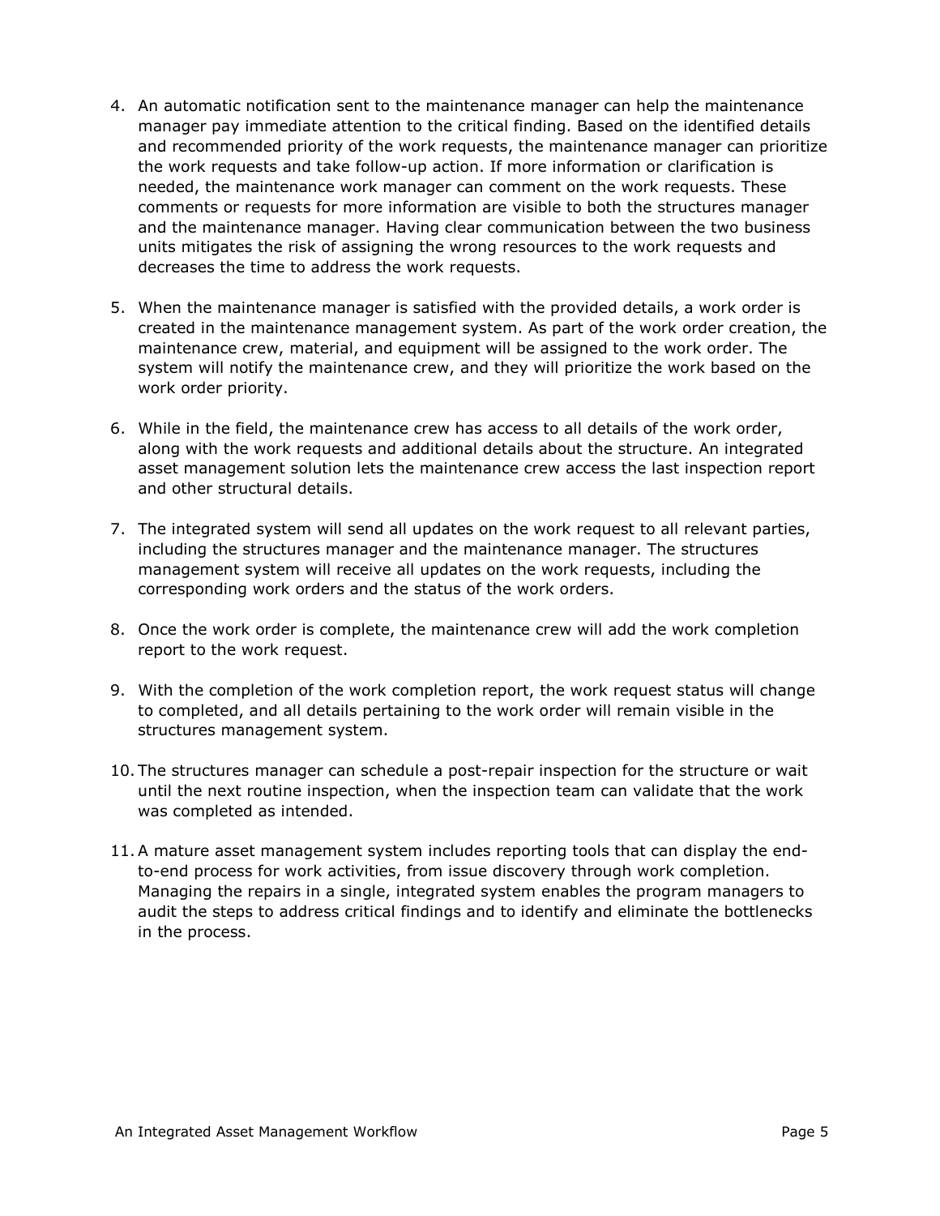4. An automatic notification sent to the maintenance manager can help the maintenance manager pay immediate attention to the critical finding. Based on the identified details and recommended priority of the work requests, the maintenance manager can prioritize the work requests and take follow-up action. If more information or clarification is needed, the maintenance work manager can comment on the work requests. These comments or requests for more information are visible to both the structures manager and the maintenance manager. Having clear communication between the two business units mitigates the risk of assigning the wrong resources to the work requests and decreases the time to address the work requests.

5. When the maintenance manager is satisfied with the provided details, a work order is created in the maintenance management system. As part of the work order creation, the maintenance crew, material, and equipment will be assigned to the work order. The system will notify the maintenance crew, and they will prioritize the work based on the work order priority.

6. While in the field, the maintenance crew has access to all details of the work order, along with the work requests and additional details about the structure. An integrated asset management solution lets the maintenance crew access the last inspection report and other structural details.

7. The integrated system will send all updates on the work request to all relevant parties, including the structures manager and the maintenance manager. The structures management system will receive all updates on the work requests, including the corresponding work orders and the status of the work orders.

8. Once the work order is complete, the maintenance crew will add the work completion report to the work request.

9. With the completion of the work completion report, the work request status will change to completed, and all details pertaining to the work order will remain visible in the structures management system.

10. The structures manager can schedule a post-repair inspection for the structure or wait until the next routine inspection, when the inspection team can validate that the work was completed as intended.

11. A mature asset management system includes reporting tools that can display the end-to-end process for work activities, from issue discovery through work completion. Managing the repairs in a single, integrated system enables the program managers to audit the steps to address critical findings and to identify and eliminate the bottlenecks in the process.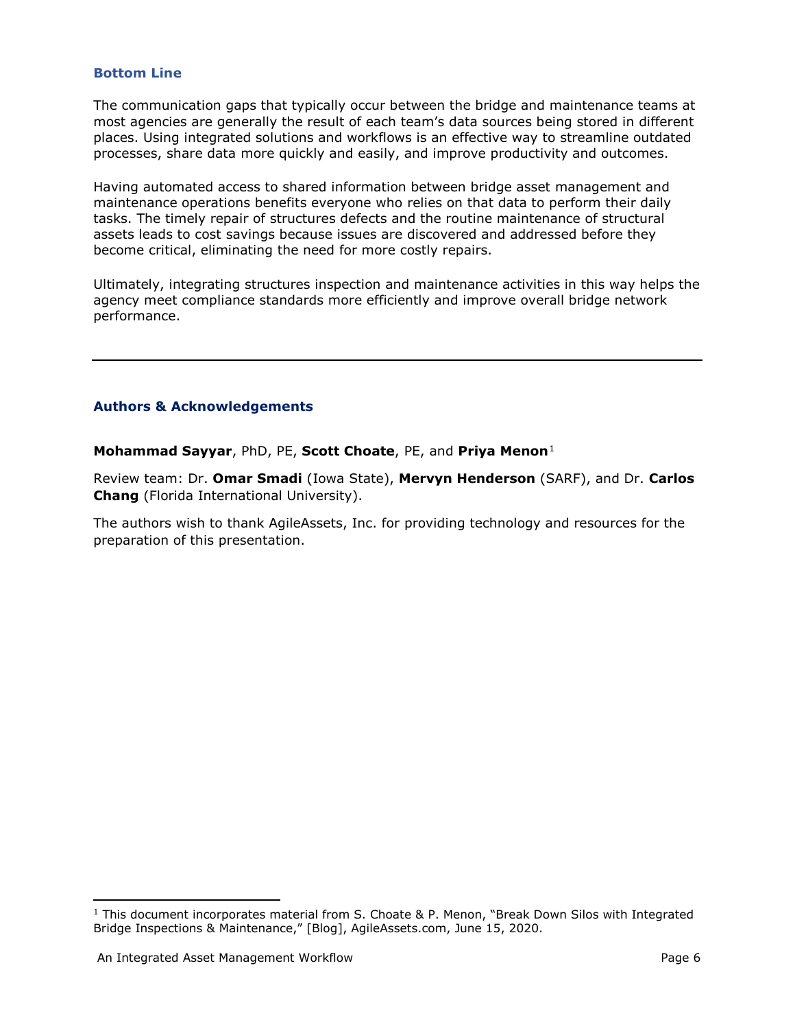### Bottom Line

The communication gaps that typically occur between the bridge and maintenance teams at most agencies are generally the result of each team's data sources being stored in different places. Using integrated solutions and workflows is an effective way to streamline outdated processes, share data more quickly and easily, and improve productivity and outcomes.

Having automated access to shared information between bridge asset management and maintenance operations benefits everyone who relies on that data to perform their daily tasks. The timely repair of structures defects and the routine maintenance of structural assets leads to cost savings because issues are discovered and addressed before they become critical, eliminating the need for more costly repairs.

Ultimately, integrating structures inspection and maintenance activities in this way helps the agency meet compliance standards more efficiently and improve overall bridge network performance.

---

### Authors & Acknowledgements

**Mohammad Sayyar**, PhD, PE, **Scott Choate**, PE, and **Priya Menon**[1]

Review team: Dr. **Omar Smadi** (Iowa State), **Mervyn Henderson** (SARF), and Dr. **Carlos Chang** (Florida International University).

The authors wish to thank AgileAssets, Inc. for providing technology and resources for the preparation of this presentation.

---

[1] This document incorporates material from S. Choate & P. Menon, "Break Down Silos with Integrated Bridge Inspections & Maintenance," [Blog], AgileAssets.com, June 15, 2020.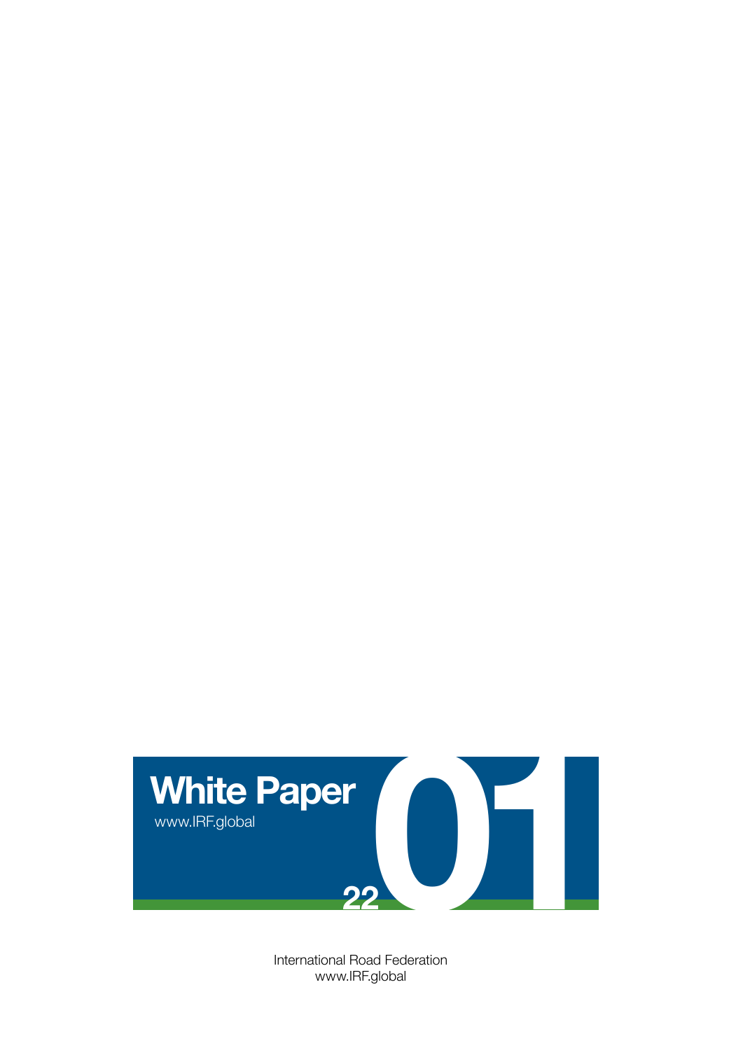**White Paper**

www.IRF.global

22 01

International Road Federation
www.IRF.global